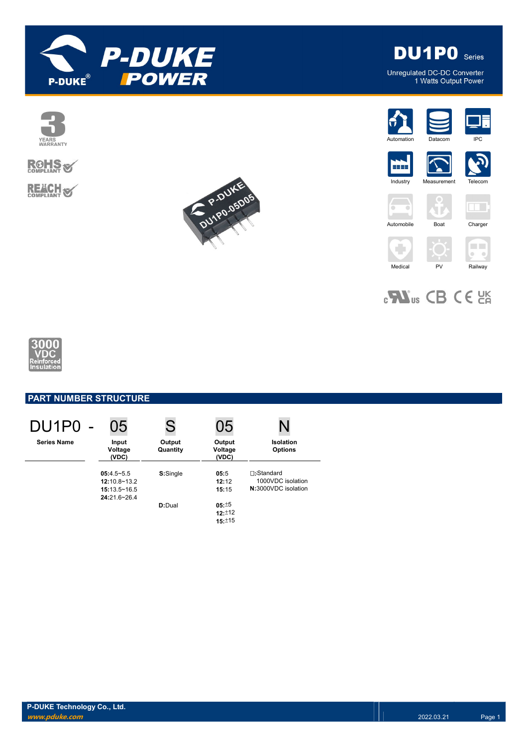# DU1P0 Series

Unregulated DC-DC Converter
1 Watts Output Power

3 YEARS WARRANTY

RoHS COMPLIANT

REACH COMPLIANT

Automation | Datacom | IPC | Industry | Measurement | Telecom | Automobile | Boat | Charger | Medical | PV | Railway

3000 VDC Reinforced Insulation

## PART NUMBER STRUCTURE

| DU1P0 - | 05 | S | 05 | N |
|---|---|---|---|---|
| **Series Name** | **Input Voltage (VDC)** | **Output Quantity** | **Output Voltage (VDC)** | **Isolation Options** |
| | **05**:4.5~5.5<br>**12**:10.8~13.2<br>**15**:13.5~16.5<br>**24**:21.6~26.4 | **S**:Single | **05**:5<br>**12**:12<br>**15**:15 | □:Standard 1000VDC isolation<br>**N**:3000VDC isolation |
| | | **D**:Dual | **05**:±5<br>**12**:±12<br>**15**:±15 | |

P-DUKE Technology Co., Ltd.
*www.pduke.com*

2022.03.21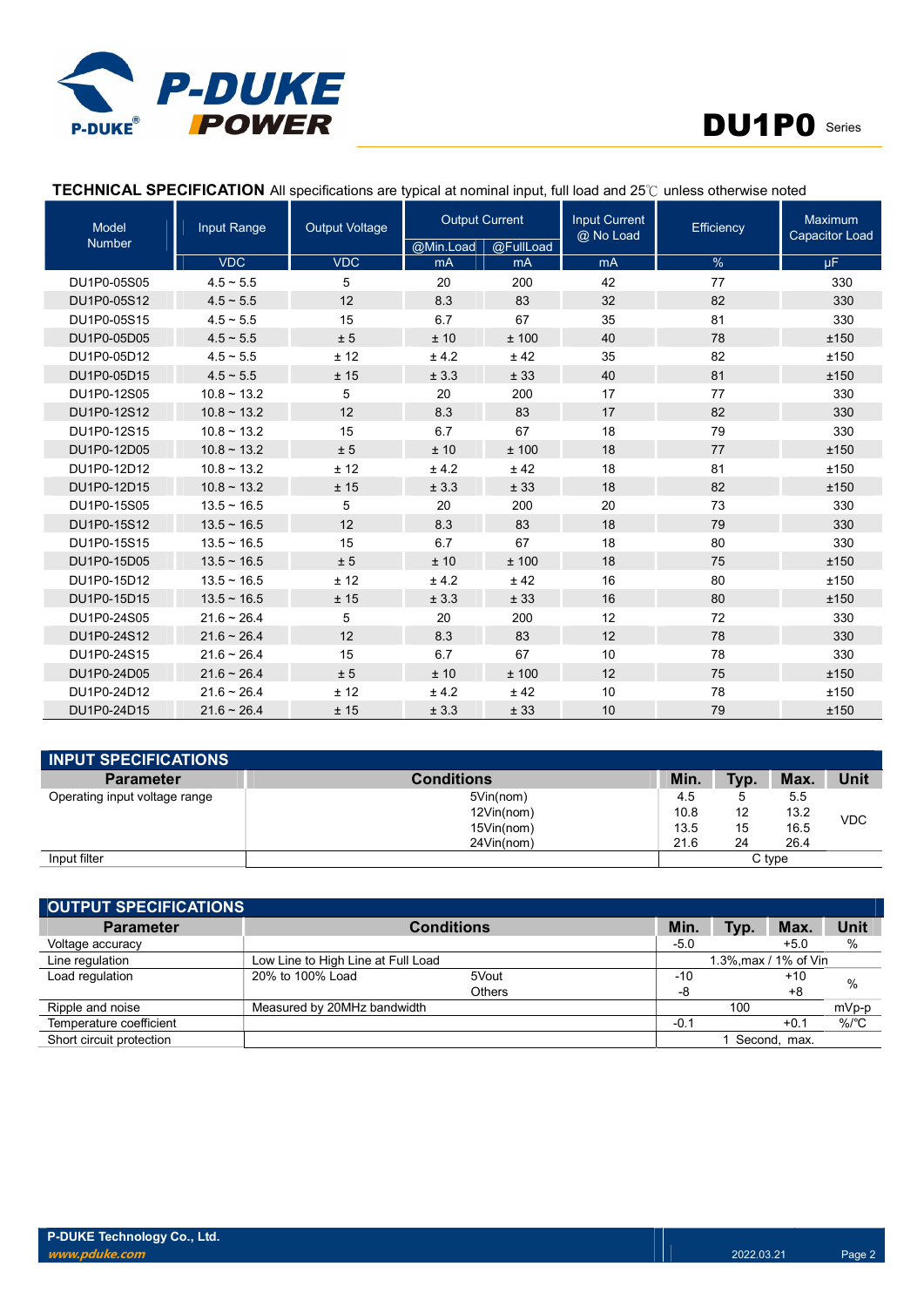## TECHNICAL SPECIFICATION

All specifications are typical at nominal input, full load and 25℃ unless otherwise noted

| Model Number | Input Range | Output Voltage | Output Current | | Input Current @ No Load | Efficiency | Maximum Capacitor Load |
|---|---|---|---|---|---|---|---|
| | | | @Min.Load | @FullLoad | | | |
| | VDC | VDC | mA | mA | mA | % | µF |
| DU1P0-05S05 | 4.5 ~ 5.5 | 5 | 20 | 200 | 42 | 77 | 330 |
| DU1P0-05S12 | 4.5 ~ 5.5 | 12 | 8.3 | 83 | 32 | 82 | 330 |
| DU1P0-05S15 | 4.5 ~ 5.5 | 15 | 6.7 | 67 | 35 | 81 | 330 |
| DU1P0-05D05 | 4.5 ~ 5.5 | ± 5 | ± 10 | ± 100 | 40 | 78 | ±150 |
| DU1P0-05D12 | 4.5 ~ 5.5 | ± 12 | ± 4.2 | ± 42 | 35 | 82 | ±150 |
| DU1P0-05D15 | 4.5 ~ 5.5 | ± 15 | ± 3.3 | ± 33 | 40 | 81 | ±150 |
| DU1P0-12S05 | 10.8 ~ 13.2 | 5 | 20 | 200 | 17 | 77 | 330 |
| DU1P0-12S12 | 10.8 ~ 13.2 | 12 | 8.3 | 83 | 17 | 82 | 330 |
| DU1P0-12S15 | 10.8 ~ 13.2 | 15 | 6.7 | 67 | 18 | 79 | 330 |
| DU1P0-12D05 | 10.8 ~ 13.2 | ± 5 | ± 10 | ± 100 | 18 | 77 | ±150 |
| DU1P0-12D12 | 10.8 ~ 13.2 | ± 12 | ± 4.2 | ± 42 | 18 | 81 | ±150 |
| DU1P0-12D15 | 10.8 ~ 13.2 | ± 15 | ± 3.3 | ± 33 | 18 | 82 | ±150 |
| DU1P0-15S05 | 13.5 ~ 16.5 | 5 | 20 | 200 | 20 | 73 | 330 |
| DU1P0-15S12 | 13.5 ~ 16.5 | 12 | 8.3 | 83 | 18 | 79 | 330 |
| DU1P0-15S15 | 13.5 ~ 16.5 | 15 | 6.7 | 67 | 18 | 80 | 330 |
| DU1P0-15D05 | 13.5 ~ 16.5 | ± 5 | ± 10 | ± 100 | 18 | 75 | ±150 |
| DU1P0-15D12 | 13.5 ~ 16.5 | ± 12 | ± 4.2 | ± 42 | 16 | 80 | ±150 |
| DU1P0-15D15 | 13.5 ~ 16.5 | ± 15 | ± 3.3 | ± 33 | 16 | 80 | ±150 |
| DU1P0-24S05 | 21.6 ~ 26.4 | 5 | 20 | 200 | 12 | 72 | 330 |
| DU1P0-24S12 | 21.6 ~ 26.4 | 12 | 8.3 | 83 | 12 | 78 | 330 |
| DU1P0-24S15 | 21.6 ~ 26.4 | 15 | 6.7 | 67 | 10 | 78 | 330 |
| DU1P0-24D05 | 21.6 ~ 26.4 | ± 5 | ± 10 | ± 100 | 12 | 75 | ±150 |
| DU1P0-24D12 | 21.6 ~ 26.4 | ± 12 | ± 4.2 | ± 42 | 10 | 78 | ±150 |
| DU1P0-24D15 | 21.6 ~ 26.4 | ± 15 | ± 3.3 | ± 33 | 10 | 79 | ±150 |

## INPUT SPECIFICATIONS

| Parameter | Conditions | Min. | Typ. | Max. | Unit |
|---|---|---|---|---|---|
| Operating input voltage range | 5Vin(nom) | 4.5 | 5 | 5.5 | VDC |
| | 12Vin(nom) | 10.8 | 12 | 13.2 | |
| | 15Vin(nom) | 13.5 | 15 | 16.5 | |
| | 24Vin(nom) | 21.6 | 24 | 26.4 | |
| Input filter | | | C type | | |

## OUTPUT SPECIFICATIONS

| Parameter | Conditions | | Min. | Typ. | Max. | Unit |
|---|---|---|---|---|---|---|
| Voltage accuracy | | | -5.0 | | +5.0 | % |
| Line regulation | Low Line to High Line at Full Load | | | 1.3%,max / 1% of Vin | | |
| Load regulation | 20% to 100% Load | 5Vout | -10 | | +10 | % |
| | | Others | -8 | | +8 | |
| Ripple and noise | Measured by 20MHz bandwidth | | | 100 | | mVp-p |
| Temperature coefficient | | | -0.1 | | +0.1 | %/℃ |
| Short circuit protection | | | | 1 Second, max. | | |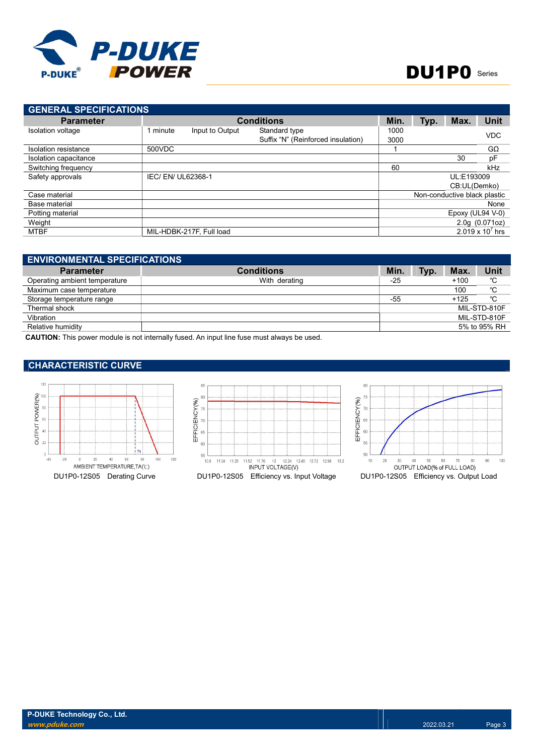## GENERAL SPECIFICATIONS

| Parameter | Conditions | | | Min. | Typ. | Max. | Unit |
|---|---|---|---|---|---|---|---|
| Isolation voltage | 1 minute | Input to Output | Standard type | 1000 | | | VDC |
| | | | Suffix "N" (Reinforced insulation) | 3000 | | | |
| Isolation resistance | 500VDC | | | 1 | | | GΩ |
| Isolation capacitance | | | | | | 30 | pF |
| Switching frequency | | | | 60 | | | kHz |
| Safety approvals | IEC/ EN/ UL62368-1 | | | UL:E193009 CB:UL(Demko) | | | |
| Case material | | | | Non-conductive black plastic | | | |
| Base material | | | | None | | | |
| Potting material | | | | Epoxy (UL94 V-0) | | | |
| Weight | | | | 2.0g (0.071oz) | | | |
| MTBF | MIL-HDBK-217F, Full load | | | $2.019 \times 10^7$ hrs | | | |

## ENVIRONMENTAL SPECIFICATIONS

| Parameter | Conditions | Min. | Typ. | Max. | Unit |
|---|---|---|---|---|---|
| Operating ambient temperature | With derating | -25 | | +100 | ℃ |
| Maximum case temperature | | | | 100 | ℃ |
| Storage temperature range | | -55 | | +125 | ℃ |
| Thermal shock | | MIL-STD-810F | | | |
| Vibration | | MIL-STD-810F | | | |
| Relative humidity | | 5% to 95% RH | | | |

**CAUTION:** This power module is not internally fused. An input line fuse must always be used.

## CHARACTERISTIC CURVE

DU1P0-12S05 Derating Curve

DU1P0-12S05 Efficiency vs. Input Voltage

DU1P0-12S05 Efficiency vs. Output Load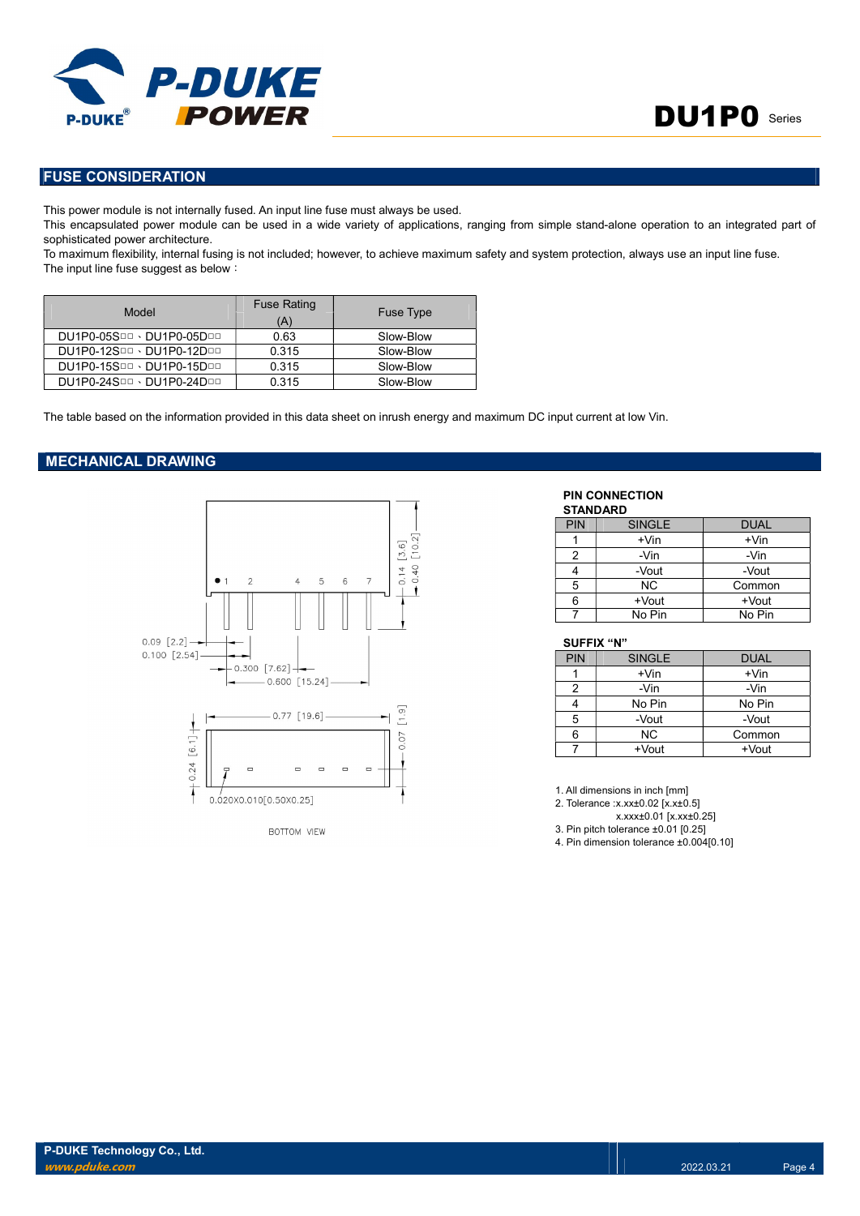## FUSE CONSIDERATION

This power module is not internally fused. An input line fuse must always be used.
This encapsulated power module can be used in a wide variety of applications, ranging from simple stand-alone operation to an integrated part of sophisticated power architecture.
To maximum flexibility, internal fusing is not included; however, to achieve maximum safety and system protection, always use an input line fuse.
The input line fuse suggest as below：

| Model | Fuse Rating (A) | Fuse Type |
|---|---|---|
| DU1P0-05S□□、DU1P0-05D□□ | 0.63 | Slow-Blow |
| DU1P0-12S□□、DU1P0-12D□□ | 0.315 | Slow-Blow |
| DU1P0-15S□□、DU1P0-15D□□ | 0.315 | Slow-Blow |
| DU1P0-24S□□、DU1P0-24D□□ | 0.315 | Slow-Blow |

The table based on the information provided in this data sheet on inrush energy and maximum DC input current at low Vin.

## MECHANICAL DRAWING

0.09 [2.2]
0.100 [2.54]
0.300 [7.62]
0.600 [15.24]
0.14 [3.6]
0.40 [10.2]
0.77 [19.6]
0.24 [6.1]
0.07 [1.9]
0.020X0.010[0.50X0.25]
BOTTOM VIEW

**PIN CONNECTION**

**STANDARD**

| PIN | SINGLE | DUAL |
|---|---|---|
| 1 | +Vin | +Vin |
| 2 | -Vin | -Vin |
| 4 | -Vout | -Vout |
| 5 | NC | Common |
| 6 | +Vout | +Vout |
| 7 | No Pin | No Pin |

**SUFFIX "N"**

| PIN | SINGLE | DUAL |
|---|---|---|
| 1 | +Vin | +Vin |
| 2 | -Vin | -Vin |
| 4 | No Pin | No Pin |
| 5 | -Vout | -Vout |
| 6 | NC | Common |
| 7 | +Vout | +Vout |

1. All dimensions in inch [mm]
2. Tolerance :x.xx±0.02 [x.x±0.5]
   x.xxx±0.01 [x.xx±0.25]
3. Pin pitch tolerance ±0.01 [0.25]
4. Pin dimension tolerance ±0.004[0.10]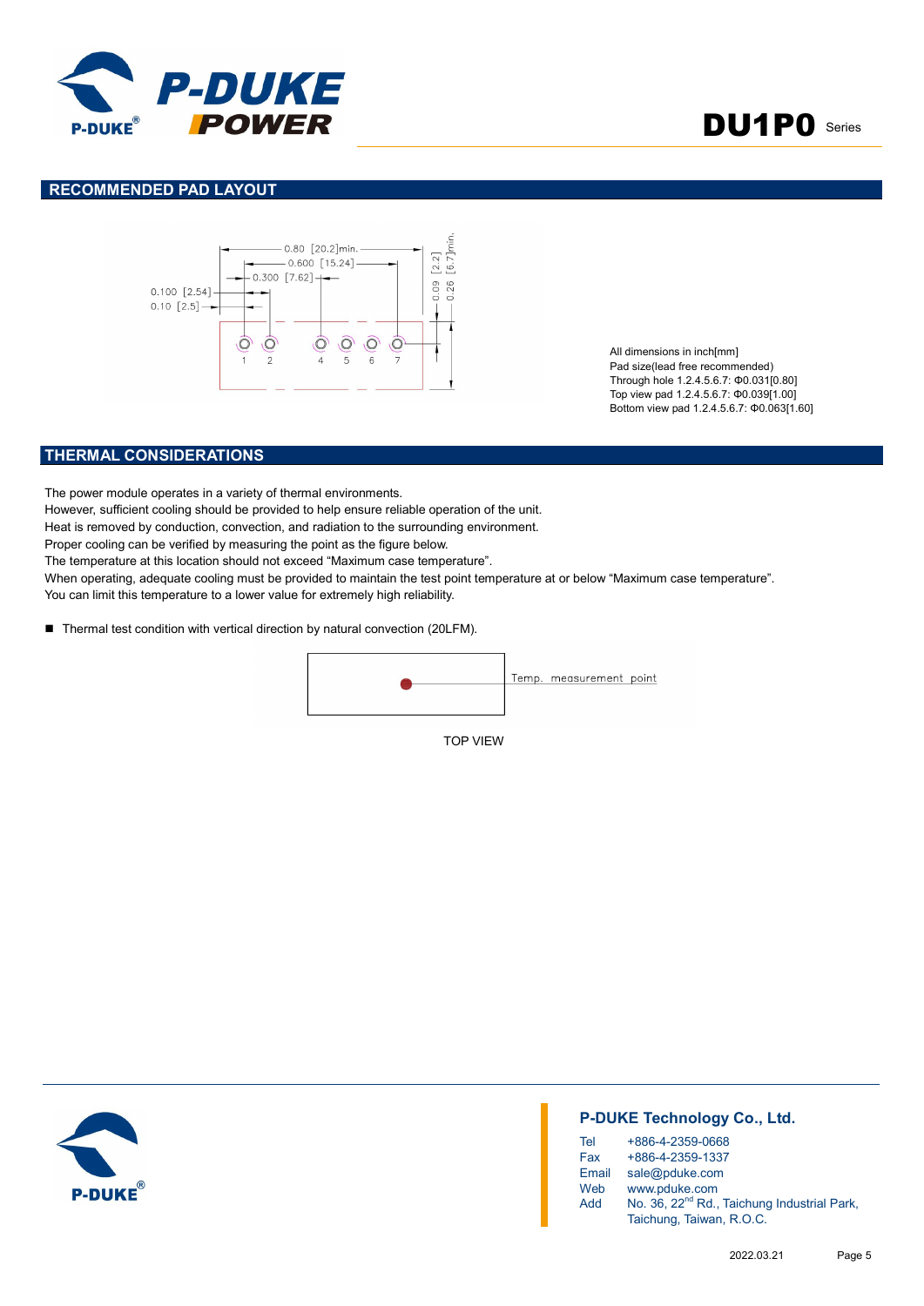## RECOMMENDED PAD LAYOUT

0.80 [20.2]min.
0.600 [15.24]
0.300 [7.62]
0.100 [2.54]
0.10 [2.5]
0.09 [2.2]
0.26 [6.7]min.
1 2 4 5 6 7

All dimensions in inch[mm]
Pad size(lead free recommended)
Through hole 1.2.4.5.6.7: Φ0.031[0.80]
Top view pad 1.2.4.5.6.7: Φ0.039[1.00]
Bottom view pad 1.2.4.5.6.7: Φ0.063[1.60]

## THERMAL CONSIDERATIONS

The power module operates in a variety of thermal environments.
However, sufficient cooling should be provided to help ensure reliable operation of the unit.
Heat is removed by conduction, convection, and radiation to the surrounding environment.
Proper cooling can be verified by measuring the point as the figure below.
The temperature at this location should not exceed "Maximum case temperature".
When operating, adequate cooling must be provided to maintain the test point temperature at or below "Maximum case temperature".
You can limit this temperature to a lower value for extremely high reliability.

- Thermal test condition with vertical direction by natural convection (20LFM).

Temp. measurement point

TOP VIEW

**P-DUKE Technology Co., Ltd.**

Tel +886-4-2359-0668
Fax +886-4-2359-1337
Email sale@pduke.com
Web www.pduke.com
Add No. 36, 22nd Rd., Taichung Industrial Park, Taichung, Taiwan, R.O.C.

2022.03.21